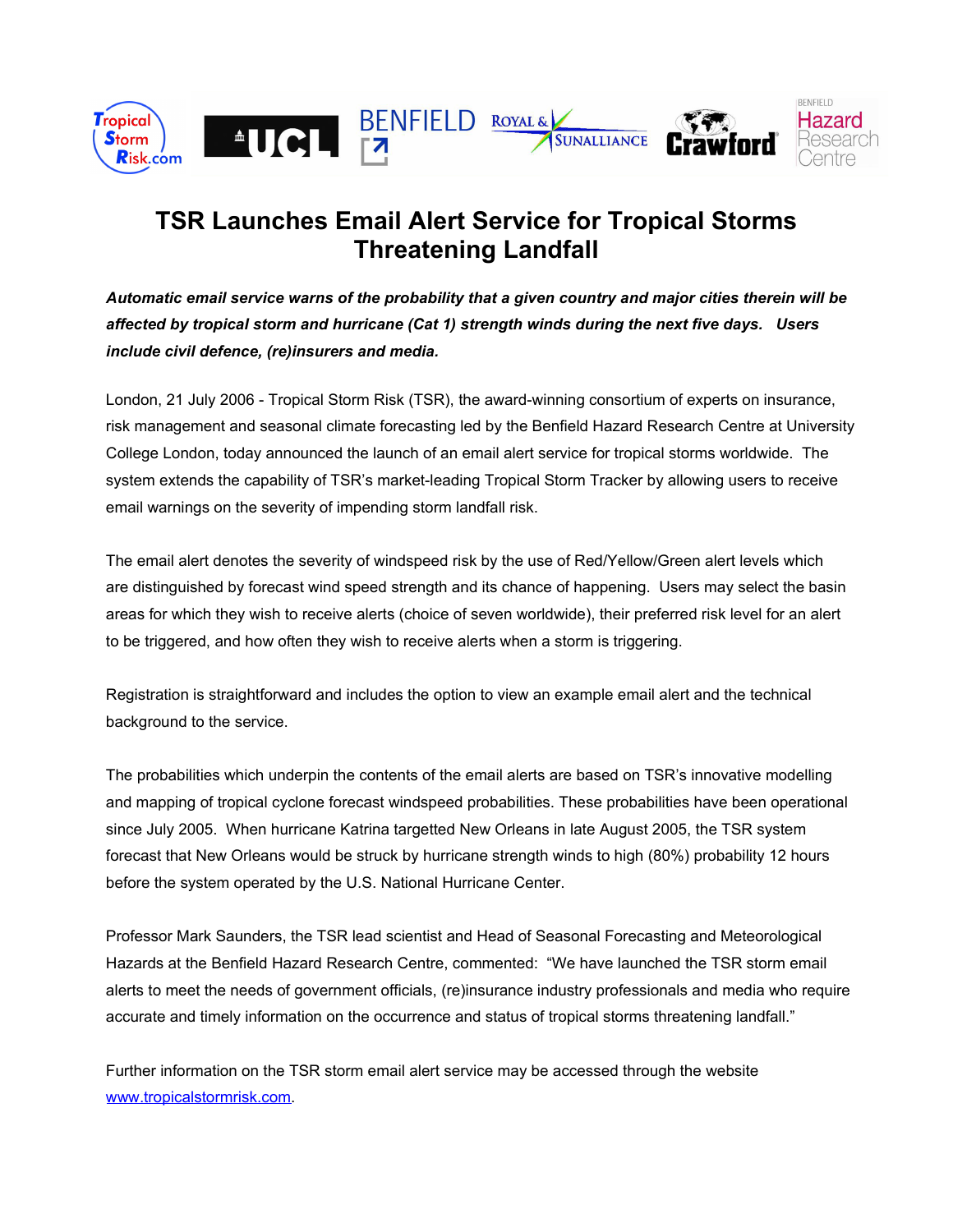# TSR Launches Email Alert Service for Tropical Storms Threatening Landfall

***Automatic email service warns of the probability that a given country and major cities therein will be affected by tropical storm and hurricane (Cat 1) strength winds during the next five days. Users include civil defence, (re)insurers and media.***

London, 21 July 2006 - Tropical Storm Risk (TSR), the award-winning consortium of experts on insurance, risk management and seasonal climate forecasting led by the Benfield Hazard Research Centre at University College London, today announced the launch of an email alert service for tropical storms worldwide. The system extends the capability of TSR's market-leading Tropical Storm Tracker by allowing users to receive email warnings on the severity of impending storm landfall risk.

The email alert denotes the severity of windspeed risk by the use of Red/Yellow/Green alert levels which are distinguished by forecast wind speed strength and its chance of happening. Users may select the basin areas for which they wish to receive alerts (choice of seven worldwide), their preferred risk level for an alert to be triggered, and how often they wish to receive alerts when a storm is triggering.

Registration is straightforward and includes the option to view an example email alert and the technical background to the service.

The probabilities which underpin the contents of the email alerts are based on TSR's innovative modelling and mapping of tropical cyclone forecast windspeed probabilities. These probabilities have been operational since July 2005. When hurricane Katrina targetted New Orleans in late August 2005, the TSR system forecast that New Orleans would be struck by hurricane strength winds to high (80%) probability 12 hours before the system operated by the U.S. National Hurricane Center.

Professor Mark Saunders, the TSR lead scientist and Head of Seasonal Forecasting and Meteorological Hazards at the Benfield Hazard Research Centre, commented: "We have launched the TSR storm email alerts to meet the needs of government officials, (re)insurance industry professionals and media who require accurate and timely information on the occurrence and status of tropical storms threatening landfall."

Further information on the TSR storm email alert service may be accessed through the website [www.tropicalstormrisk.com](http://www.tropicalstormrisk.com).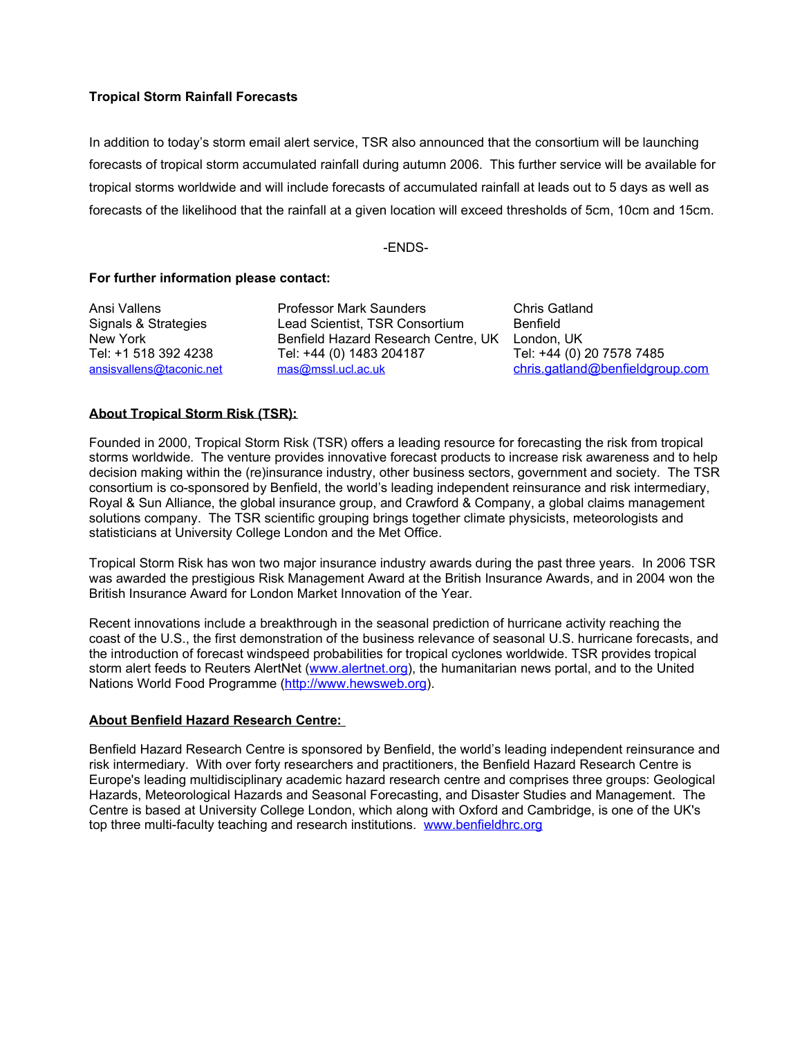**Tropical Storm Rainfall Forecasts**

In addition to today's storm email alert service, TSR also announced that the consortium will be launching forecasts of tropical storm accumulated rainfall during autumn 2006. This further service will be available for tropical storms worldwide and will include forecasts of accumulated rainfall at leads out to 5 days as well as forecasts of the likelihood that the rainfall at a given location will exceed thresholds of 5cm, 10cm and 15cm.

-ENDS-

**For further information please contact:**

| | | |
|---|---|---|
| Ansi Vallens | Professor Mark Saunders | Chris Gatland |
| Signals & Strategies | Lead Scientist, TSR Consortium | Benfield |
| New York | Benfield Hazard Research Centre, UK | London, UK |
| Tel: +1 518 392 4238 | Tel: +44 (0) 1483 204187 | Tel: +44 (0) 20 7578 7485 |
| ansisvallens@taconic.net | mas@mssl.ucl.ac.uk | chris.gatland@benfieldgroup.com |

**About Tropical Storm Risk (TSR):**

Founded in 2000, Tropical Storm Risk (TSR) offers a leading resource for forecasting the risk from tropical storms worldwide. The venture provides innovative forecast products to increase risk awareness and to help decision making within the (re)insurance industry, other business sectors, government and society. The TSR consortium is co-sponsored by Benfield, the world's leading independent reinsurance and risk intermediary, Royal & Sun Alliance, the global insurance group, and Crawford & Company, a global claims management solutions company. The TSR scientific grouping brings together climate physicists, meteorologists and statisticians at University College London and the Met Office.

Tropical Storm Risk has won two major insurance industry awards during the past three years. In 2006 TSR was awarded the prestigious Risk Management Award at the British Insurance Awards, and in 2004 won the British Insurance Award for London Market Innovation of the Year.

Recent innovations include a breakthrough in the seasonal prediction of hurricane activity reaching the coast of the U.S., the first demonstration of the business relevance of seasonal U.S. hurricane forecasts, and the introduction of forecast windspeed probabilities for tropical cyclones worldwide. TSR provides tropical storm alert feeds to Reuters AlertNet (www.alertnet.org), the humanitarian news portal, and to the United Nations World Food Programme (http://www.hewsweb.org).

**About Benfield Hazard Research Centre:**

Benfield Hazard Research Centre is sponsored by Benfield, the world's leading independent reinsurance and risk intermediary. With over forty researchers and practitioners, the Benfield Hazard Research Centre is Europe's leading multidisciplinary academic hazard research centre and comprises three groups: Geological Hazards, Meteorological Hazards and Seasonal Forecasting, and Disaster Studies and Management. The Centre is based at University College London, which along with Oxford and Cambridge, is one of the UK's top three multi-faculty teaching and research institutions. www.benfieldhrc.org